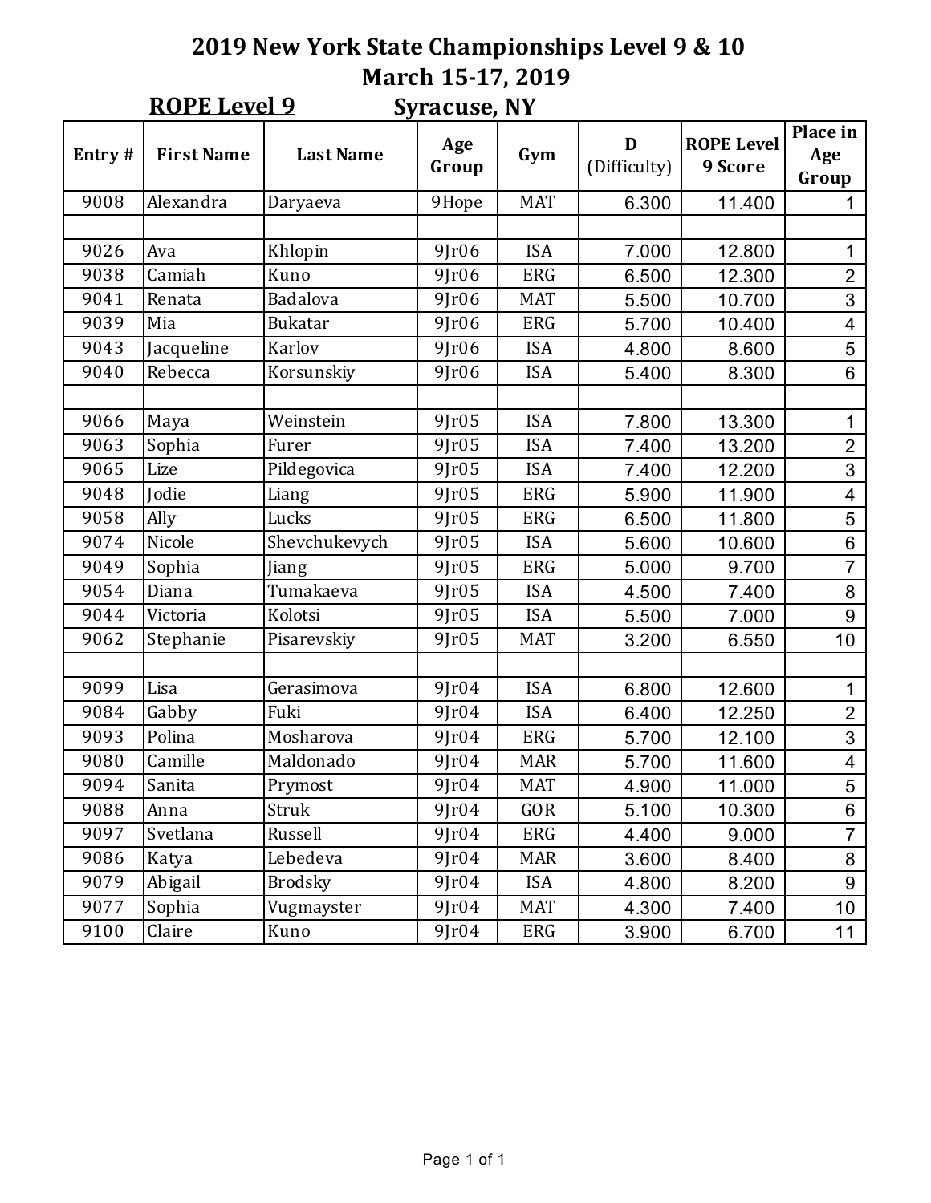# 2019 New York State Championships Level 9 & 10

## March 15-17, 2019

**ROPE Level 9** Syracuse, NY

| Entry # | First Name | Last Name | Age Group | Gym | D (Difficulty) | ROPE Level 9 Score | Place in Age Group |
|---|---|---|---|---|---|---|---|
| 9008 | Alexandra | Daryaeva | 9Hope | MAT | 6.300 | 11.400 | 1 |
| | | | | | | | |
| 9026 | Ava | Khlopin | 9Jr06 | ISA | 7.000 | 12.800 | 1 |
| 9038 | Camiah | Kuno | 9Jr06 | ERG | 6.500 | 12.300 | 2 |
| 9041 | Renata | Badalova | 9Jr06 | MAT | 5.500 | 10.700 | 3 |
| 9039 | Mia | Bukatar | 9Jr06 | ERG | 5.700 | 10.400 | 4 |
| 9043 | Jacqueline | Karlov | 9Jr06 | ISA | 4.800 | 8.600 | 5 |
| 9040 | Rebecca | Korsunskiy | 9Jr06 | ISA | 5.400 | 8.300 | 6 |
| | | | | | | | |
| 9066 | Maya | Weinstein | 9Jr05 | ISA | 7.800 | 13.300 | 1 |
| 9063 | Sophia | Furer | 9Jr05 | ISA | 7.400 | 13.200 | 2 |
| 9065 | Lize | Pildegovica | 9Jr05 | ISA | 7.400 | 12.200 | 3 |
| 9048 | Jodie | Liang | 9Jr05 | ERG | 5.900 | 11.900 | 4 |
| 9058 | Ally | Lucks | 9Jr05 | ERG | 6.500 | 11.800 | 5 |
| 9074 | Nicole | Shevchukevych | 9Jr05 | ISA | 5.600 | 10.600 | 6 |
| 9049 | Sophia | Jiang | 9Jr05 | ERG | 5.000 | 9.700 | 7 |
| 9054 | Diana | Tumakaeva | 9Jr05 | ISA | 4.500 | 7.400 | 8 |
| 9044 | Victoria | Kolotsi | 9Jr05 | ISA | 5.500 | 7.000 | 9 |
| 9062 | Stephanie | Pisarevskiy | 9Jr05 | MAT | 3.200 | 6.550 | 10 |
| | | | | | | | |
| 9099 | Lisa | Gerasimova | 9Jr04 | ISA | 6.800 | 12.600 | 1 |
| 9084 | Gabby | Fuki | 9Jr04 | ISA | 6.400 | 12.250 | 2 |
| 9093 | Polina | Mosharova | 9Jr04 | ERG | 5.700 | 12.100 | 3 |
| 9080 | Camille | Maldonado | 9Jr04 | MAR | 5.700 | 11.600 | 4 |
| 9094 | Sanita | Prymost | 9Jr04 | MAT | 4.900 | 11.000 | 5 |
| 9088 | Anna | Struk | 9Jr04 | GOR | 5.100 | 10.300 | 6 |
| 9097 | Svetlana | Russell | 9Jr04 | ERG | 4.400 | 9.000 | 7 |
| 9086 | Katya | Lebedeva | 9Jr04 | MAR | 3.600 | 8.400 | 8 |
| 9079 | Abigail | Brodsky | 9Jr04 | ISA | 4.800 | 8.200 | 9 |
| 9077 | Sophia | Vugmayster | 9Jr04 | MAT | 4.300 | 7.400 | 10 |
| 9100 | Claire | Kuno | 9Jr04 | ERG | 3.900 | 6.700 | 11 |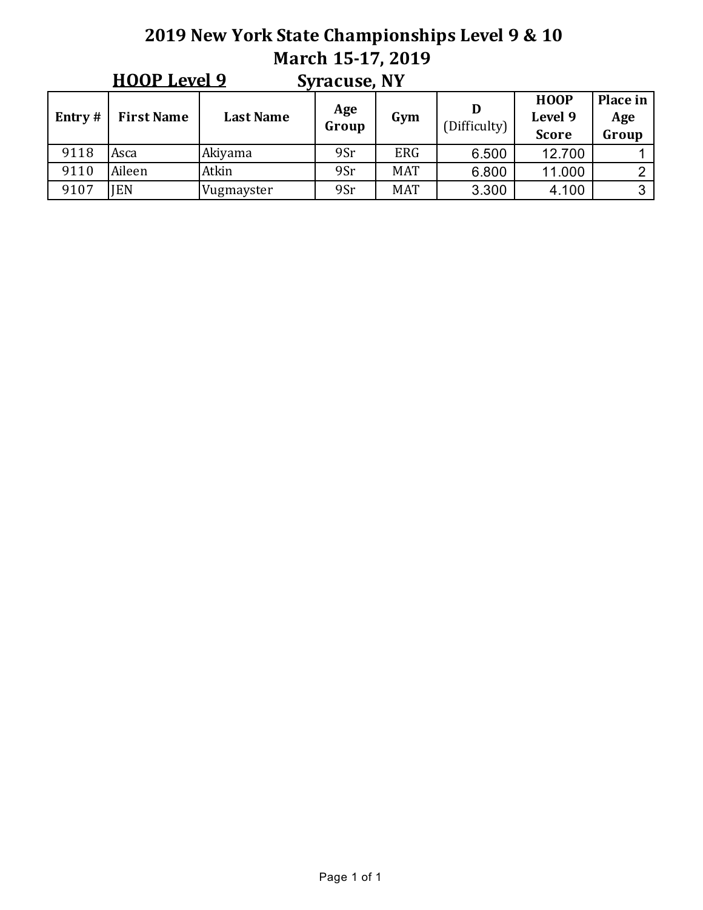# 2019 New York State Championships Level 9 & 10

## March 15-17, 2019

**HOOP Level 9** Syracuse, NY

| Entry # | First Name | Last Name | Age Group | Gym | D (Difficulty) | HOOP Level 9 Score | Place in Age Group |
|---|---|---|---|---|---|---|---|
| 9118 | Asca | Akiyama | 9Sr | ERG | 6.500 | 12.700 | 1 |
| 9110 | Aileen | Atkin | 9Sr | MAT | 6.800 | 11.000 | 2 |
| 9107 | JEN | Vugmayster | 9Sr | MAT | 3.300 | 4.100 | 3 |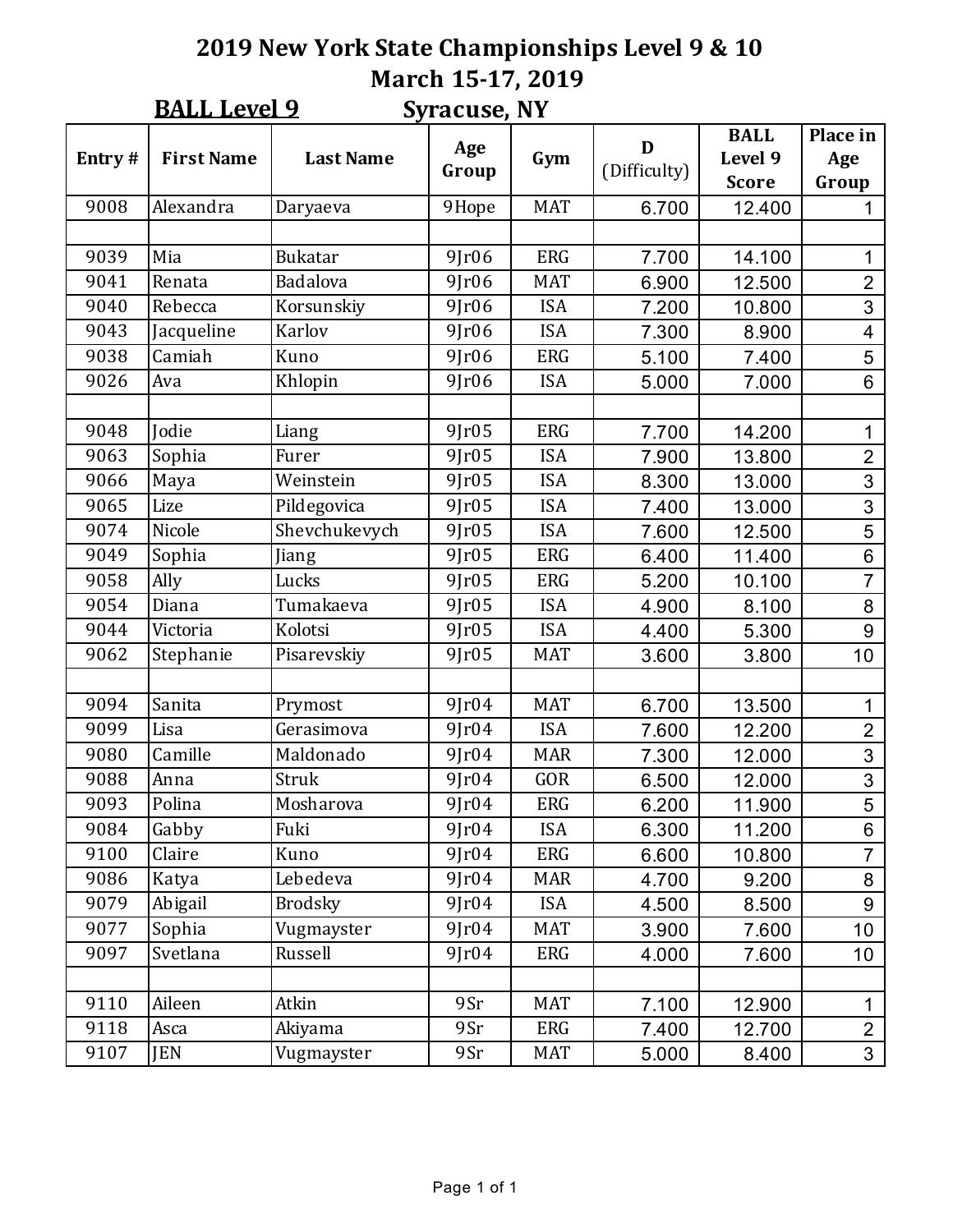# 2019 New York State Championships Level 9 & 10

## March 15-17, 2019

**BALL Level 9** Syracuse, NY

| Entry # | First Name | Last Name | Age Group | Gym | D (Difficulty) | BALL Level 9 Score | Place in Age Group |
|---|---|---|---|---|---|---|---|
| 9008 | Alexandra | Daryaeva | 9Hope | MAT | 6.700 | 12.400 | 1 |
| | | | | | | | |
| 9039 | Mia | Bukatar | 9Jr06 | ERG | 7.700 | 14.100 | 1 |
| 9041 | Renata | Badalova | 9Jr06 | MAT | 6.900 | 12.500 | 2 |
| 9040 | Rebecca | Korsunskiy | 9Jr06 | ISA | 7.200 | 10.800 | 3 |
| 9043 | Jacqueline | Karlov | 9Jr06 | ISA | 7.300 | 8.900 | 4 |
| 9038 | Camiah | Kuno | 9Jr06 | ERG | 5.100 | 7.400 | 5 |
| 9026 | Ava | Khlopin | 9Jr06 | ISA | 5.000 | 7.000 | 6 |
| | | | | | | | |
| 9048 | Jodie | Liang | 9Jr05 | ERG | 7.700 | 14.200 | 1 |
| 9063 | Sophia | Furer | 9Jr05 | ISA | 7.900 | 13.800 | 2 |
| 9066 | Maya | Weinstein | 9Jr05 | ISA | 8.300 | 13.000 | 3 |
| 9065 | Lize | Pildegovica | 9Jr05 | ISA | 7.400 | 13.000 | 3 |
| 9074 | Nicole | Shevchukevych | 9Jr05 | ISA | 7.600 | 12.500 | 5 |
| 9049 | Sophia | Jiang | 9Jr05 | ERG | 6.400 | 11.400 | 6 |
| 9058 | Ally | Lucks | 9Jr05 | ERG | 5.200 | 10.100 | 7 |
| 9054 | Diana | Tumakaeva | 9Jr05 | ISA | 4.900 | 8.100 | 8 |
| 9044 | Victoria | Kolotsi | 9Jr05 | ISA | 4.400 | 5.300 | 9 |
| 9062 | Stephanie | Pisarevskiy | 9Jr05 | MAT | 3.600 | 3.800 | 10 |
| | | | | | | | |
| 9094 | Sanita | Prymost | 9Jr04 | MAT | 6.700 | 13.500 | 1 |
| 9099 | Lisa | Gerasimova | 9Jr04 | ISA | 7.600 | 12.200 | 2 |
| 9080 | Camille | Maldonado | 9Jr04 | MAR | 7.300 | 12.000 | 3 |
| 9088 | Anna | Struk | 9Jr04 | GOR | 6.500 | 12.000 | 3 |
| 9093 | Polina | Mosharova | 9Jr04 | ERG | 6.200 | 11.900 | 5 |
| 9084 | Gabby | Fuki | 9Jr04 | ISA | 6.300 | 11.200 | 6 |
| 9100 | Claire | Kuno | 9Jr04 | ERG | 6.600 | 10.800 | 7 |
| 9086 | Katya | Lebedeva | 9Jr04 | MAR | 4.700 | 9.200 | 8 |
| 9079 | Abigail | Brodsky | 9Jr04 | ISA | 4.500 | 8.500 | 9 |
| 9077 | Sophia | Vugmayster | 9Jr04 | MAT | 3.900 | 7.600 | 10 |
| 9097 | Svetlana | Russell | 9Jr04 | ERG | 4.000 | 7.600 | 10 |
| | | | | | | | |
| 9110 | Aileen | Atkin | 9Sr | MAT | 7.100 | 12.900 | 1 |
| 9118 | Asca | Akiyama | 9Sr | ERG | 7.400 | 12.700 | 2 |
| 9107 | JEN | Vugmayster | 9Sr | MAT | 5.000 | 8.400 | 3 |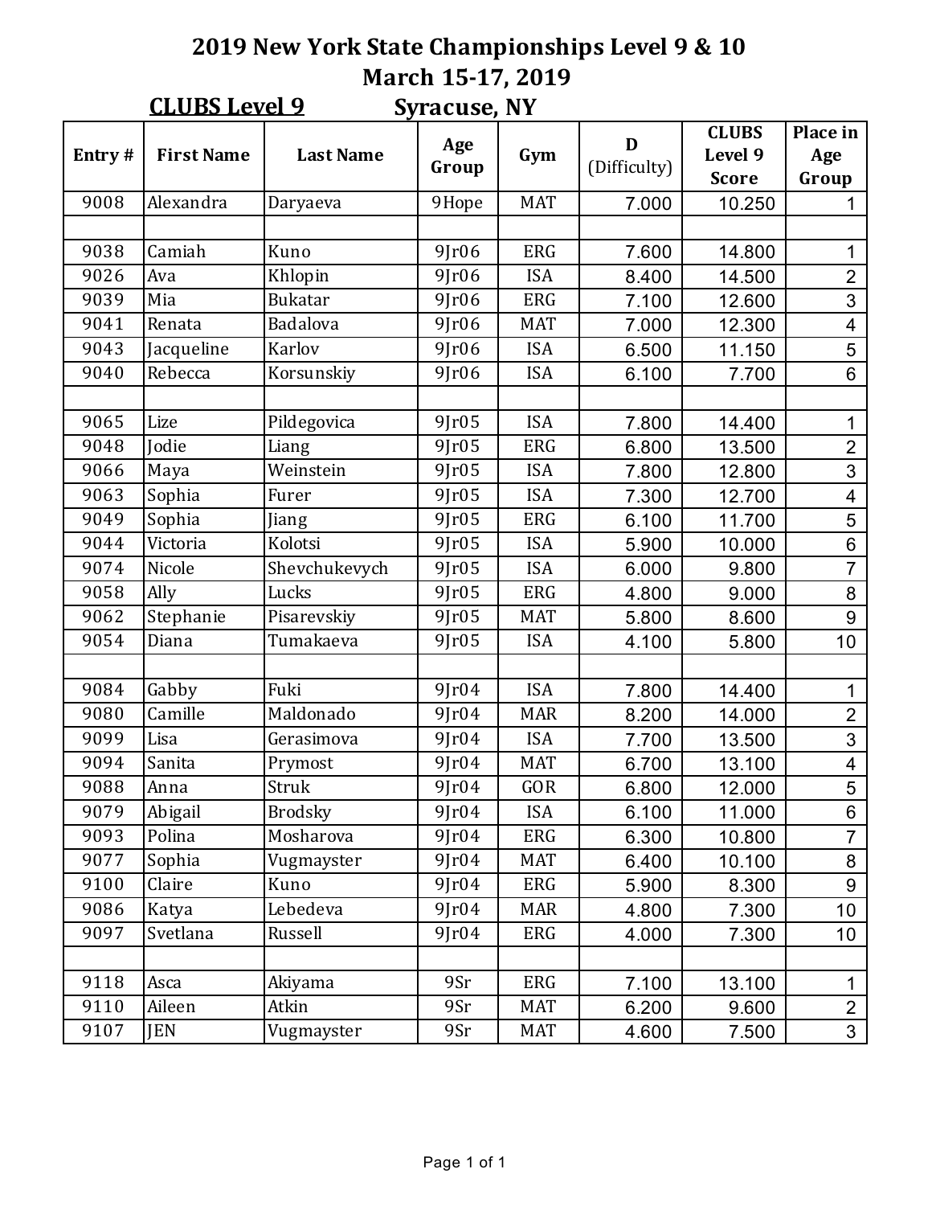# 2019 New York State Championships Level 9 & 10

## March 15-17, 2019

**CLUBS Level 9** Syracuse, NY

| Entry # | First Name | Last Name | Age Group | Gym | D (Difficulty) | CLUBS Level 9 Score | Place in Age Group |
|---|---|---|---|---|---|---|---|
| 9008 | Alexandra | Daryaeva | 9Hope | MAT | 7.000 | 10.250 | 1 |
| | | | | | | | |
| 9038 | Camiah | Kuno | 9Jr06 | ERG | 7.600 | 14.800 | 1 |
| 9026 | Ava | Khlopin | 9Jr06 | ISA | 8.400 | 14.500 | 2 |
| 9039 | Mia | Bukatar | 9Jr06 | ERG | 7.100 | 12.600 | 3 |
| 9041 | Renata | Badalova | 9Jr06 | MAT | 7.000 | 12.300 | 4 |
| 9043 | Jacqueline | Karlov | 9Jr06 | ISA | 6.500 | 11.150 | 5 |
| 9040 | Rebecca | Korsunskiy | 9Jr06 | ISA | 6.100 | 7.700 | 6 |
| | | | | | | | |
| 9065 | Lize | Pildegovica | 9Jr05 | ISA | 7.800 | 14.400 | 1 |
| 9048 | Jodie | Liang | 9Jr05 | ERG | 6.800 | 13.500 | 2 |
| 9066 | Maya | Weinstein | 9Jr05 | ISA | 7.800 | 12.800 | 3 |
| 9063 | Sophia | Furer | 9Jr05 | ISA | 7.300 | 12.700 | 4 |
| 9049 | Sophia | Jiang | 9Jr05 | ERG | 6.100 | 11.700 | 5 |
| 9044 | Victoria | Kolotsi | 9Jr05 | ISA | 5.900 | 10.000 | 6 |
| 9074 | Nicole | Shevchukevych | 9Jr05 | ISA | 6.000 | 9.800 | 7 |
| 9058 | Ally | Lucks | 9Jr05 | ERG | 4.800 | 9.000 | 8 |
| 9062 | Stephanie | Pisarevskiy | 9Jr05 | MAT | 5.800 | 8.600 | 9 |
| 9054 | Diana | Tumakaeva | 9Jr05 | ISA | 4.100 | 5.800 | 10 |
| | | | | | | | |
| 9084 | Gabby | Fuki | 9Jr04 | ISA | 7.800 | 14.400 | 1 |
| 9080 | Camille | Maldonado | 9Jr04 | MAR | 8.200 | 14.000 | 2 |
| 9099 | Lisa | Gerasimova | 9Jr04 | ISA | 7.700 | 13.500 | 3 |
| 9094 | Sanita | Prymost | 9Jr04 | MAT | 6.700 | 13.100 | 4 |
| 9088 | Anna | Struk | 9Jr04 | GOR | 6.800 | 12.000 | 5 |
| 9079 | Abigail | Brodsky | 9Jr04 | ISA | 6.100 | 11.000 | 6 |
| 9093 | Polina | Mosharova | 9Jr04 | ERG | 6.300 | 10.800 | 7 |
| 9077 | Sophia | Vugmayster | 9Jr04 | MAT | 6.400 | 10.100 | 8 |
| 9100 | Claire | Kuno | 9Jr04 | ERG | 5.900 | 8.300 | 9 |
| 9086 | Katya | Lebedeva | 9Jr04 | MAR | 4.800 | 7.300 | 10 |
| 9097 | Svetlana | Russell | 9Jr04 | ERG | 4.000 | 7.300 | 10 |
| | | | | | | | |
| 9118 | Asca | Akiyama | 9Sr | ERG | 7.100 | 13.100 | 1 |
| 9110 | Aileen | Atkin | 9Sr | MAT | 6.200 | 9.600 | 2 |
| 9107 | JEN | Vugmayster | 9Sr | MAT | 4.600 | 7.500 | 3 |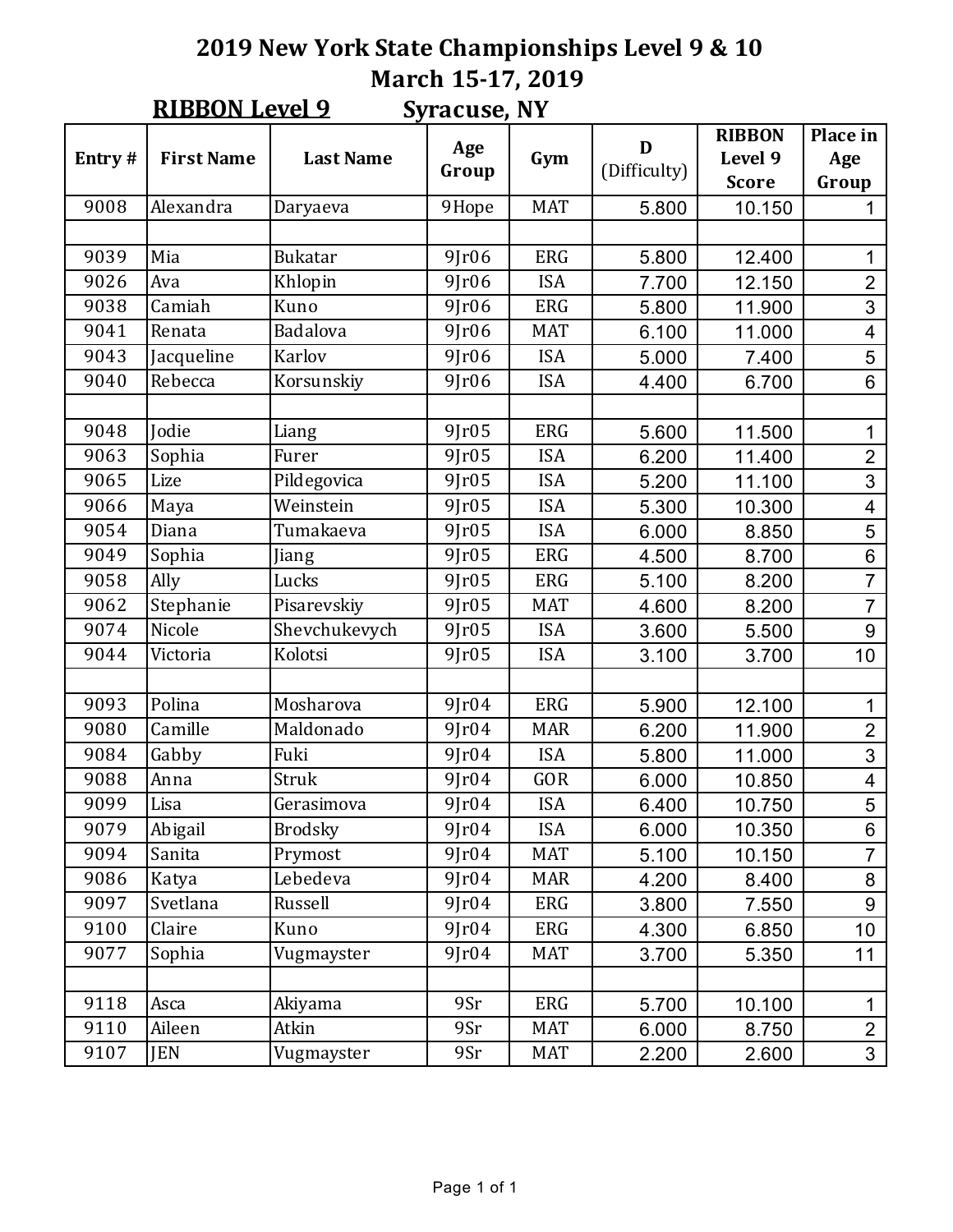# 2019 New York State Championships Level 9 & 10

## March 15-17, 2019

**RIBBON Level 9** Syracuse, NY

| Entry # | First Name | Last Name | Age Group | Gym | D (Difficulty) | RIBBON Level 9 Score | Place in Age Group |
|---|---|---|---|---|---|---|---|
| 9008 | Alexandra | Daryaeva | 9Hope | MAT | 5.800 | 10.150 | 1 |
| | | | | | | | |
| 9039 | Mia | Bukatar | 9Jr06 | ERG | 5.800 | 12.400 | 1 |
| 9026 | Ava | Khlopin | 9Jr06 | ISA | 7.700 | 12.150 | 2 |
| 9038 | Camiah | Kuno | 9Jr06 | ERG | 5.800 | 11.900 | 3 |
| 9041 | Renata | Badalova | 9Jr06 | MAT | 6.100 | 11.000 | 4 |
| 9043 | Jacqueline | Karlov | 9Jr06 | ISA | 5.000 | 7.400 | 5 |
| 9040 | Rebecca | Korsunskiy | 9Jr06 | ISA | 4.400 | 6.700 | 6 |
| | | | | | | | |
| 9048 | Jodie | Liang | 9Jr05 | ERG | 5.600 | 11.500 | 1 |
| 9063 | Sophia | Furer | 9Jr05 | ISA | 6.200 | 11.400 | 2 |
| 9065 | Lize | Pildegovica | 9Jr05 | ISA | 5.200 | 11.100 | 3 |
| 9066 | Maya | Weinstein | 9Jr05 | ISA | 5.300 | 10.300 | 4 |
| 9054 | Diana | Tumakaeva | 9Jr05 | ISA | 6.000 | 8.850 | 5 |
| 9049 | Sophia | Jiang | 9Jr05 | ERG | 4.500 | 8.700 | 6 |
| 9058 | Ally | Lucks | 9Jr05 | ERG | 5.100 | 8.200 | 7 |
| 9062 | Stephanie | Pisarevskiy | 9Jr05 | MAT | 4.600 | 8.200 | 7 |
| 9074 | Nicole | Shevchukevych | 9Jr05 | ISA | 3.600 | 5.500 | 9 |
| 9044 | Victoria | Kolotsi | 9Jr05 | ISA | 3.100 | 3.700 | 10 |
| | | | | | | | |
| 9093 | Polina | Mosharova | 9Jr04 | ERG | 5.900 | 12.100 | 1 |
| 9080 | Camille | Maldonado | 9Jr04 | MAR | 6.200 | 11.900 | 2 |
| 9084 | Gabby | Fuki | 9Jr04 | ISA | 5.800 | 11.000 | 3 |
| 9088 | Anna | Struk | 9Jr04 | GOR | 6.000 | 10.850 | 4 |
| 9099 | Lisa | Gerasimova | 9Jr04 | ISA | 6.400 | 10.750 | 5 |
| 9079 | Abigail | Brodsky | 9Jr04 | ISA | 6.000 | 10.350 | 6 |
| 9094 | Sanita | Prymost | 9Jr04 | MAT | 5.100 | 10.150 | 7 |
| 9086 | Katya | Lebedeva | 9Jr04 | MAR | 4.200 | 8.400 | 8 |
| 9097 | Svetlana | Russell | 9Jr04 | ERG | 3.800 | 7.550 | 9 |
| 9100 | Claire | Kuno | 9Jr04 | ERG | 4.300 | 6.850 | 10 |
| 9077 | Sophia | Vugmayster | 9Jr04 | MAT | 3.700 | 5.350 | 11 |
| | | | | | | | |
| 9118 | Asca | Akiyama | 9Sr | ERG | 5.700 | 10.100 | 1 |
| 9110 | Aileen | Atkin | 9Sr | MAT | 6.000 | 8.750 | 2 |
| 9107 | JEN | Vugmayster | 9Sr | MAT | 2.200 | 2.600 | 3 |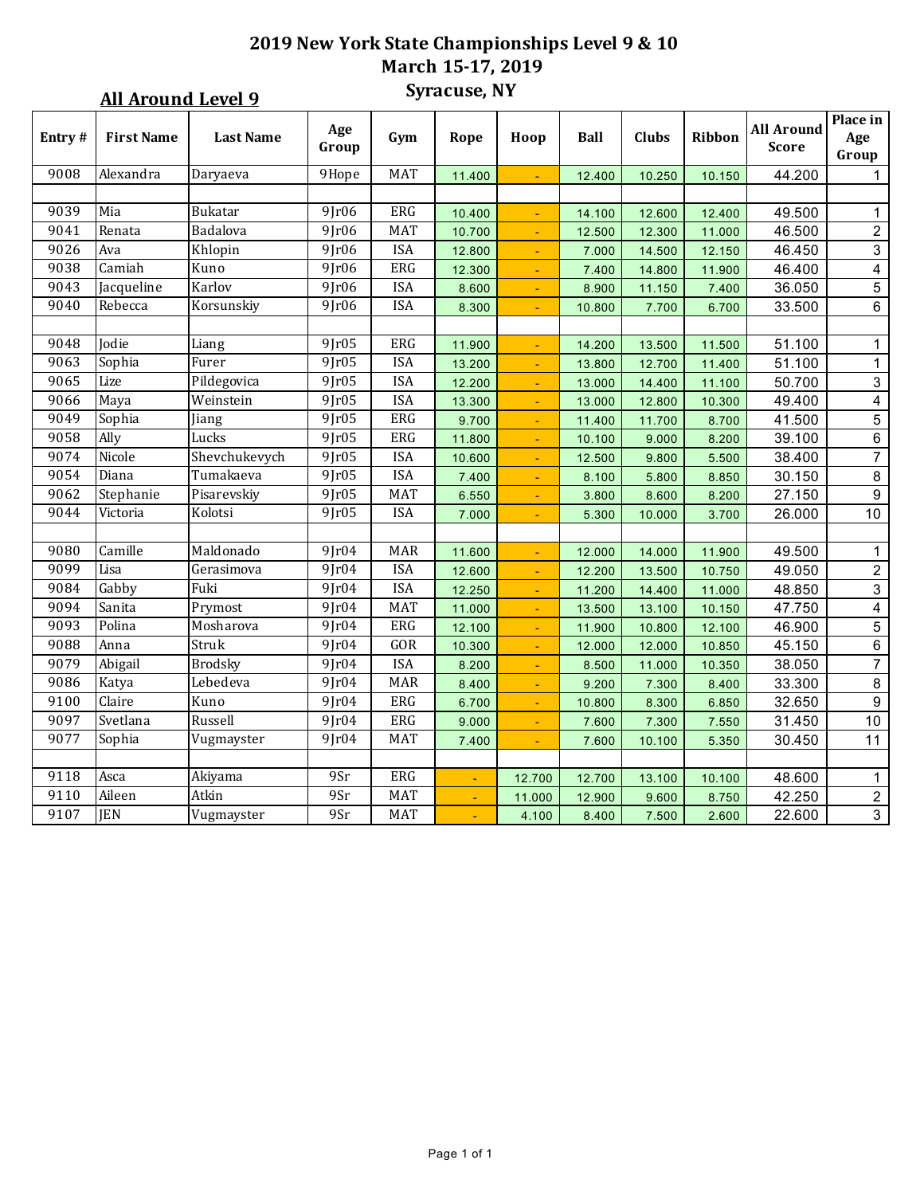# 2019 New York State Championships Level 9 & 10
## March 15-17, 2019
## Syracuse, NY

**All Around Level 9**

| Entry # | First Name | Last Name | Age Group | Gym | Rope | Hoop | Ball | Clubs | Ribbon | All Around Score | Place in Age Group |
|---|---|---|---|---|---|---|---|---|---|---|---|
| 9008 | Alexandra | Daryaeva | 9Hope | MAT | 11.400 | - | 12.400 | 10.250 | 10.150 | 44.200 | 1 |
| | | | | | | | | | | | |
| 9039 | Mia | Bukatar | 9Jr06 | ERG | 10.400 | - | 14.100 | 12.600 | 12.400 | 49.500 | 1 |
| 9041 | Renata | Badalova | 9Jr06 | MAT | 10.700 | - | 12.500 | 12.300 | 11.000 | 46.500 | 2 |
| 9026 | Ava | Khlopin | 9Jr06 | ISA | 12.800 | - | 7.000 | 14.500 | 12.150 | 46.450 | 3 |
| 9038 | Camiah | Kuno | 9Jr06 | ERG | 12.300 | - | 7.400 | 14.800 | 11.900 | 46.400 | 4 |
| 9043 | Jacqueline | Karlov | 9Jr06 | ISA | 8.600 | - | 8.900 | 11.150 | 7.400 | 36.050 | 5 |
| 9040 | Rebecca | Korsunskiy | 9Jr06 | ISA | 8.300 | - | 10.800 | 7.700 | 6.700 | 33.500 | 6 |
| | | | | | | | | | | | |
| 9048 | Jodie | Liang | 9Jr05 | ERG | 11.900 | - | 14.200 | 13.500 | 11.500 | 51.100 | 1 |
| 9063 | Sophia | Furer | 9Jr05 | ISA | 13.200 | - | 13.800 | 12.700 | 11.400 | 51.100 | 1 |
| 9065 | Lize | Pildegovica | 9Jr05 | ISA | 12.200 | - | 13.000 | 14.400 | 11.100 | 50.700 | 3 |
| 9066 | Maya | Weinstein | 9Jr05 | ISA | 13.300 | - | 13.000 | 12.800 | 10.300 | 49.400 | 4 |
| 9049 | Sophia | Jiang | 9Jr05 | ERG | 9.700 | - | 11.400 | 11.700 | 8.700 | 41.500 | 5 |
| 9058 | Ally | Lucks | 9Jr05 | ERG | 11.800 | - | 10.100 | 9.000 | 8.200 | 39.100 | 6 |
| 9074 | Nicole | Shevchukevych | 9Jr05 | ISA | 10.600 | - | 12.500 | 9.800 | 5.500 | 38.400 | 7 |
| 9054 | Diana | Tumakaeva | 9Jr05 | ISA | 7.400 | - | 8.100 | 5.800 | 8.850 | 30.150 | 8 |
| 9062 | Stephanie | Pisarevskiy | 9Jr05 | MAT | 6.550 | - | 3.800 | 8.600 | 8.200 | 27.150 | 9 |
| 9044 | Victoria | Kolotsi | 9Jr05 | ISA | 7.000 | - | 5.300 | 10.000 | 3.700 | 26.000 | 10 |
| | | | | | | | | | | | |
| 9080 | Camille | Maldonado | 9Jr04 | MAR | 11.600 | - | 12.000 | 14.000 | 11.900 | 49.500 | 1 |
| 9099 | Lisa | Gerasimova | 9Jr04 | ISA | 12.600 | - | 12.200 | 13.500 | 10.750 | 49.050 | 2 |
| 9084 | Gabby | Fuki | 9Jr04 | ISA | 12.250 | - | 11.200 | 14.400 | 11.000 | 48.850 | 3 |
| 9094 | Sanita | Prymost | 9Jr04 | MAT | 11.000 | - | 13.500 | 13.100 | 10.150 | 47.750 | 4 |
| 9093 | Polina | Mosharova | 9Jr04 | ERG | 12.100 | - | 11.900 | 10.800 | 12.100 | 46.900 | 5 |
| 9088 | Anna | Struk | 9Jr04 | GOR | 10.300 | - | 12.000 | 12.000 | 10.850 | 45.150 | 6 |
| 9079 | Abigail | Brodsky | 9Jr04 | ISA | 8.200 | - | 8.500 | 11.000 | 10.350 | 38.050 | 7 |
| 9086 | Katya | Lebedeva | 9Jr04 | MAR | 8.400 | - | 9.200 | 7.300 | 8.400 | 33.300 | 8 |
| 9100 | Claire | Kuno | 9Jr04 | ERG | 6.700 | - | 10.800 | 8.300 | 6.850 | 32.650 | 9 |
| 9097 | Svetlana | Russell | 9Jr04 | ERG | 9.000 | - | 7.600 | 7.300 | 7.550 | 31.450 | 10 |
| 9077 | Sophia | Vugmayster | 9Jr04 | MAT | 7.400 | - | 7.600 | 10.100 | 5.350 | 30.450 | 11 |
| | | | | | | | | | | | |
| 9118 | Asca | Akiyama | 9Sr | ERG | - | 12.700 | 12.700 | 13.100 | 10.100 | 48.600 | 1 |
| 9110 | Aileen | Atkin | 9Sr | MAT | - | 11.000 | 12.900 | 9.600 | 8.750 | 42.250 | 2 |
| 9107 | JEN | Vugmayster | 9Sr | MAT | - | 4.100 | 8.400 | 7.500 | 2.600 | 22.600 | 3 |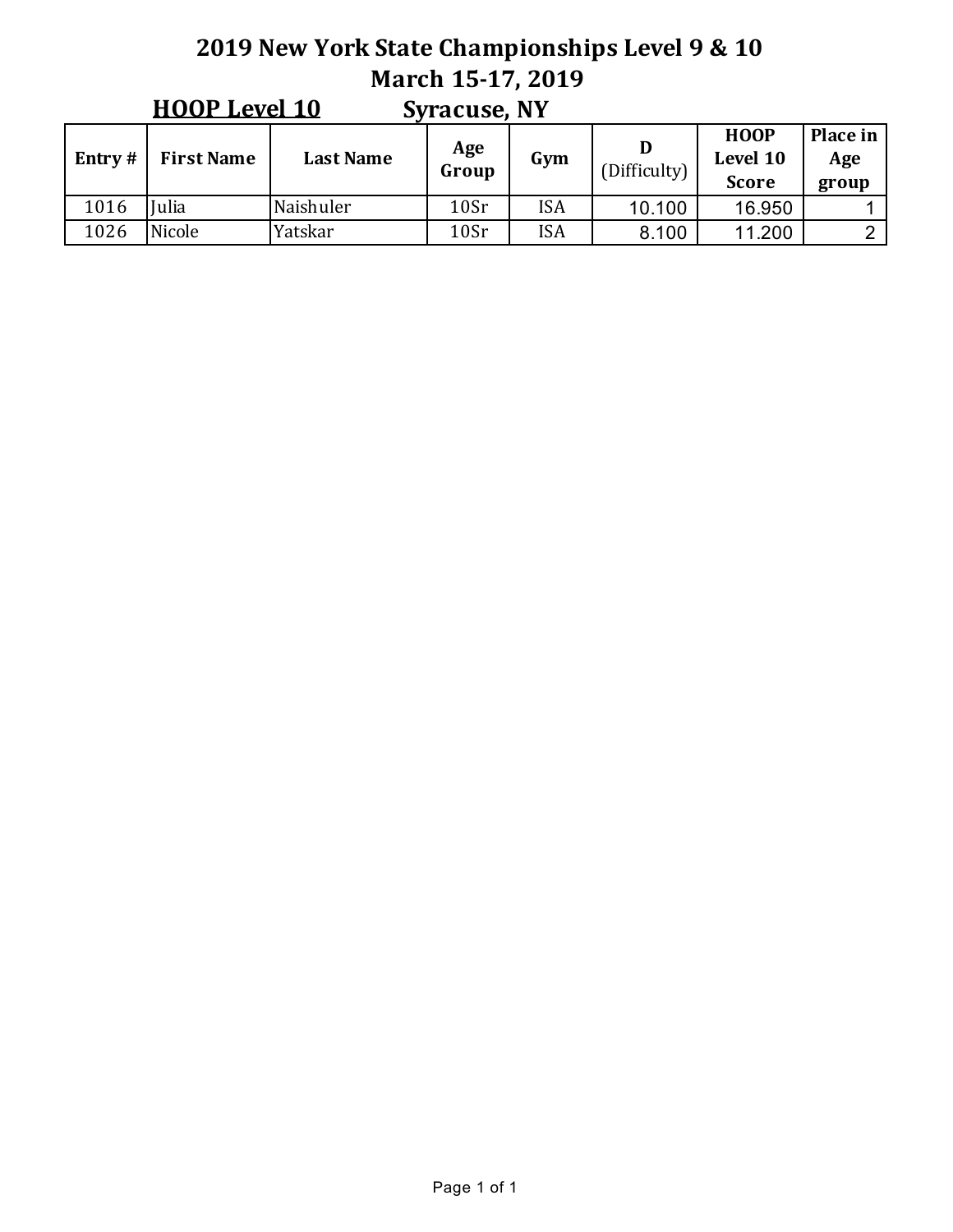# 2019 New York State Championships Level 9 & 10

## March 15-17, 2019

**HOOP Level 10** Syracuse, NY

| Entry # | First Name | Last Name | Age Group | Gym | D (Difficulty) | HOOP Level 10 Score | Place in Age group |
|---|---|---|---|---|---|---|---|
| 1016 | Julia | Naishuler | 10Sr | ISA | 10.100 | 16.950 | 1 |
| 1026 | Nicole | Yatskar | 10Sr | ISA | 8.100 | 11.200 | 2 |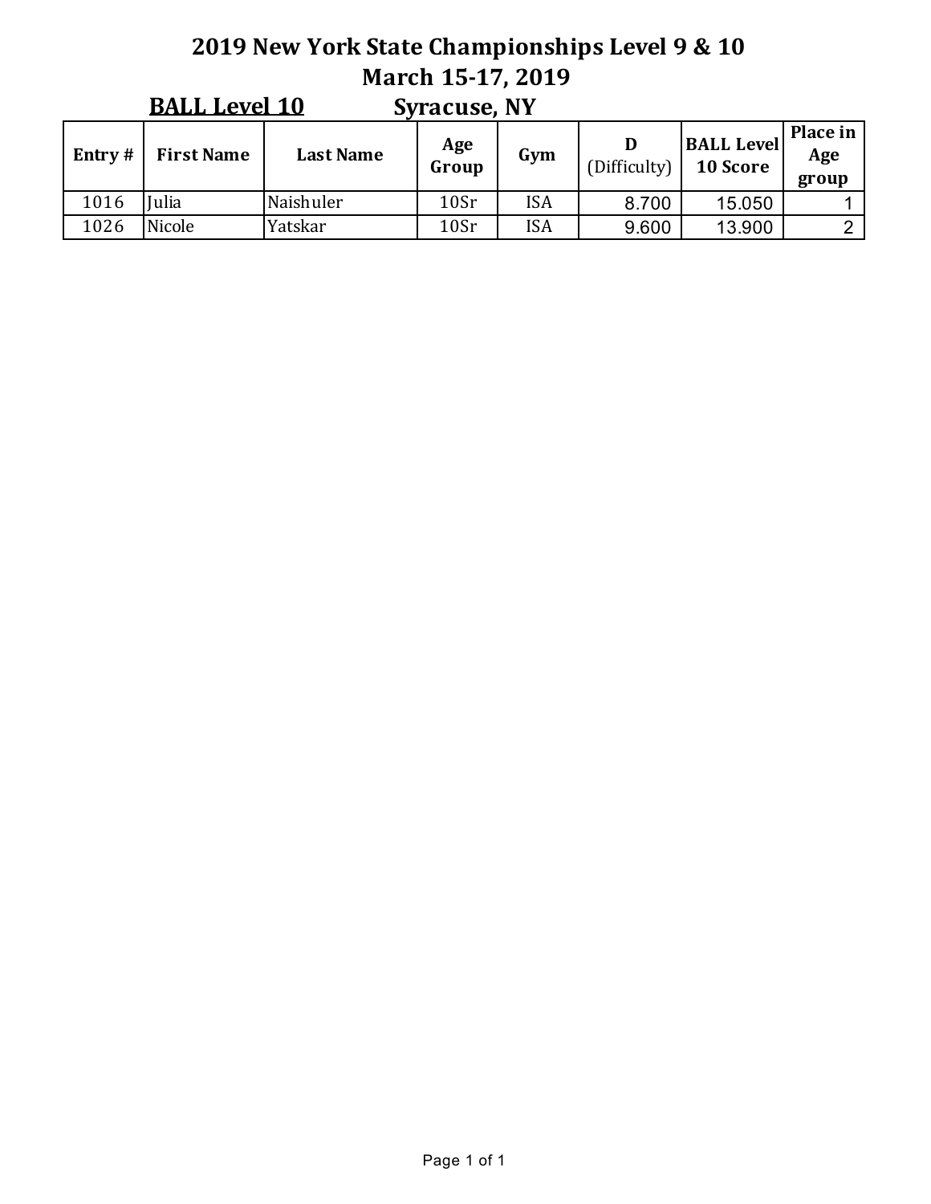# 2019 New York State Championships Level 9 & 10
## March 15-17, 2019

**BALL Level 10** — **Syracuse, NY**

| Entry # | First Name | Last Name | Age Group | Gym | D (Difficulty) | BALL Level 10 Score | Place in Age group |
|---|---|---|---|---|---|---|---|
| 1016 | Julia | Naishuler | 10Sr | ISA | 8.700 | 15.050 | 1 |
| 1026 | Nicole | Yatskar | 10Sr | ISA | 9.600 | 13.900 | 2 |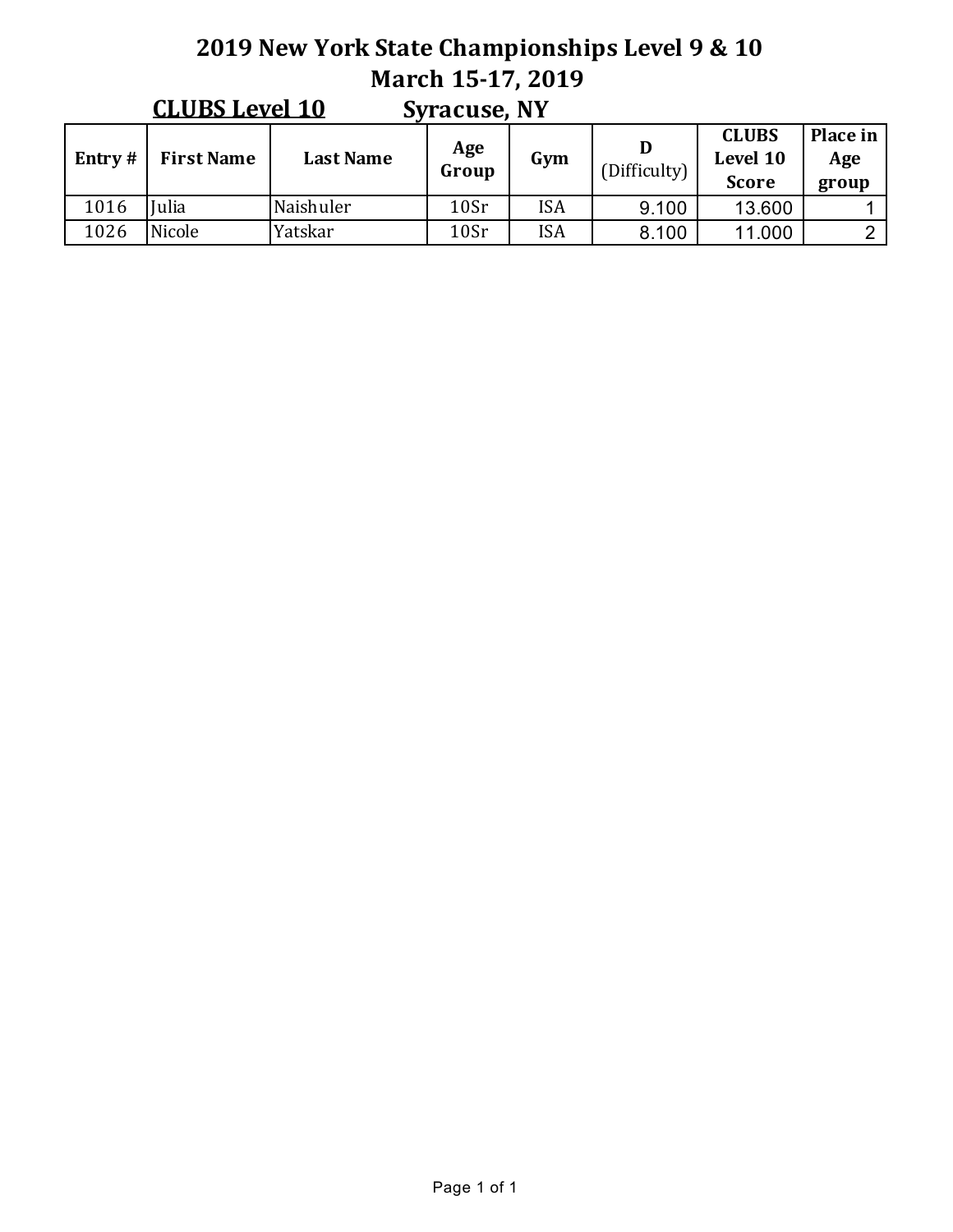# 2019 New York State Championships Level 9 & 10

## March 15-17, 2019

**CLUBS Level 10** Syracuse, NY

| Entry # | First Name | Last Name | Age Group | Gym | D (Difficulty) | CLUBS Level 10 Score | Place in Age group |
|---|---|---|---|---|---|---|---|
| 1016 | Julia | Naishuler | 10Sr | ISA | 9.100 | 13.600 | 1 |
| 1026 | Nicole | Yatskar | 10Sr | ISA | 8.100 | 11.000 | 2 |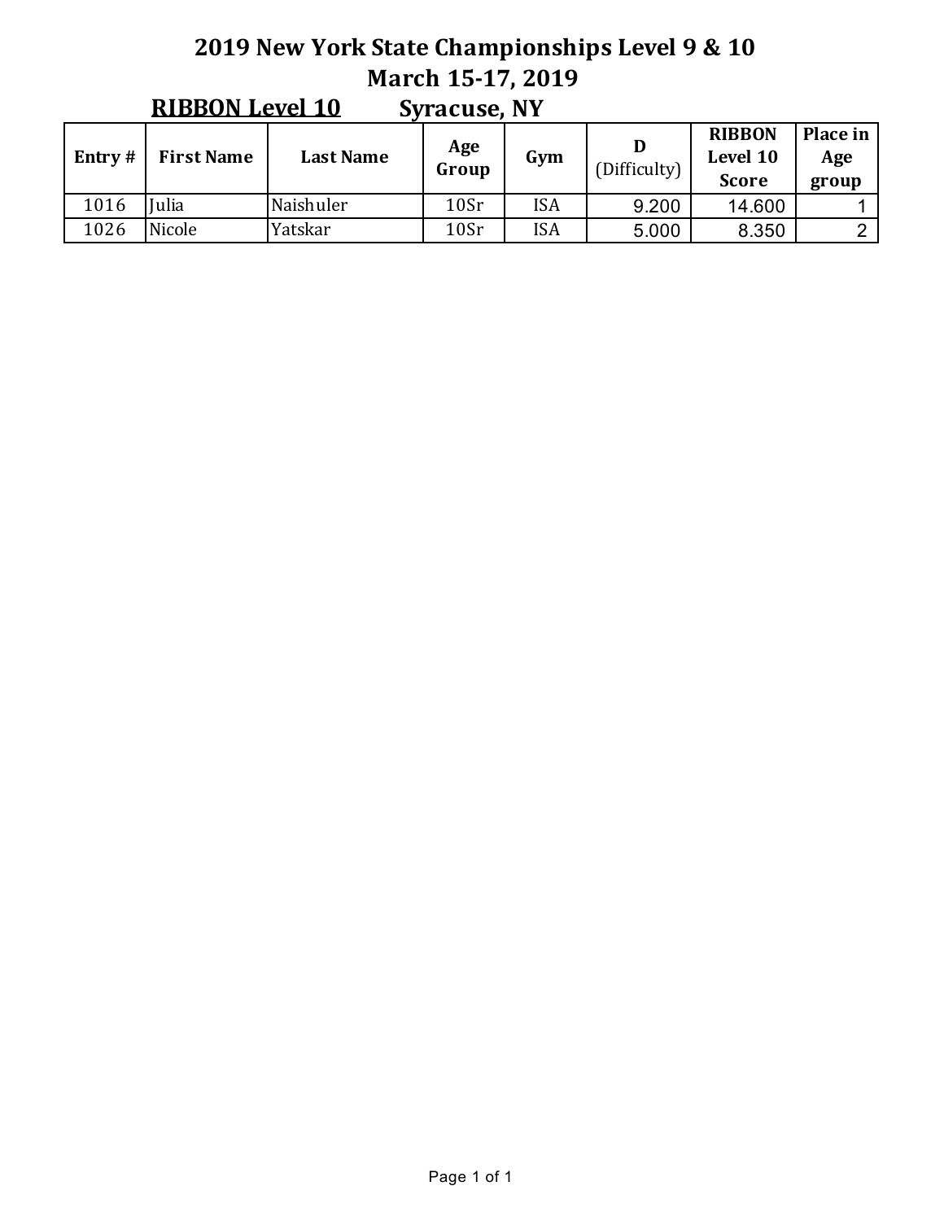# 2019 New York State Championships Level 9 & 10

## March 15-17, 2019

**RIBBON Level 10** Syracuse, NY

| Entry # | First Name | Last Name | Age Group | Gym | D (Difficulty) | RIBBON Level 10 Score | Place in Age group |
|---|---|---|---|---|---|---|---|
| 1016 | Julia | Naishuler | 10Sr | ISA | 9.200 | 14.600 | 1 |
| 1026 | Nicole | Yatskar | 10Sr | ISA | 5.000 | 8.350 | 2 |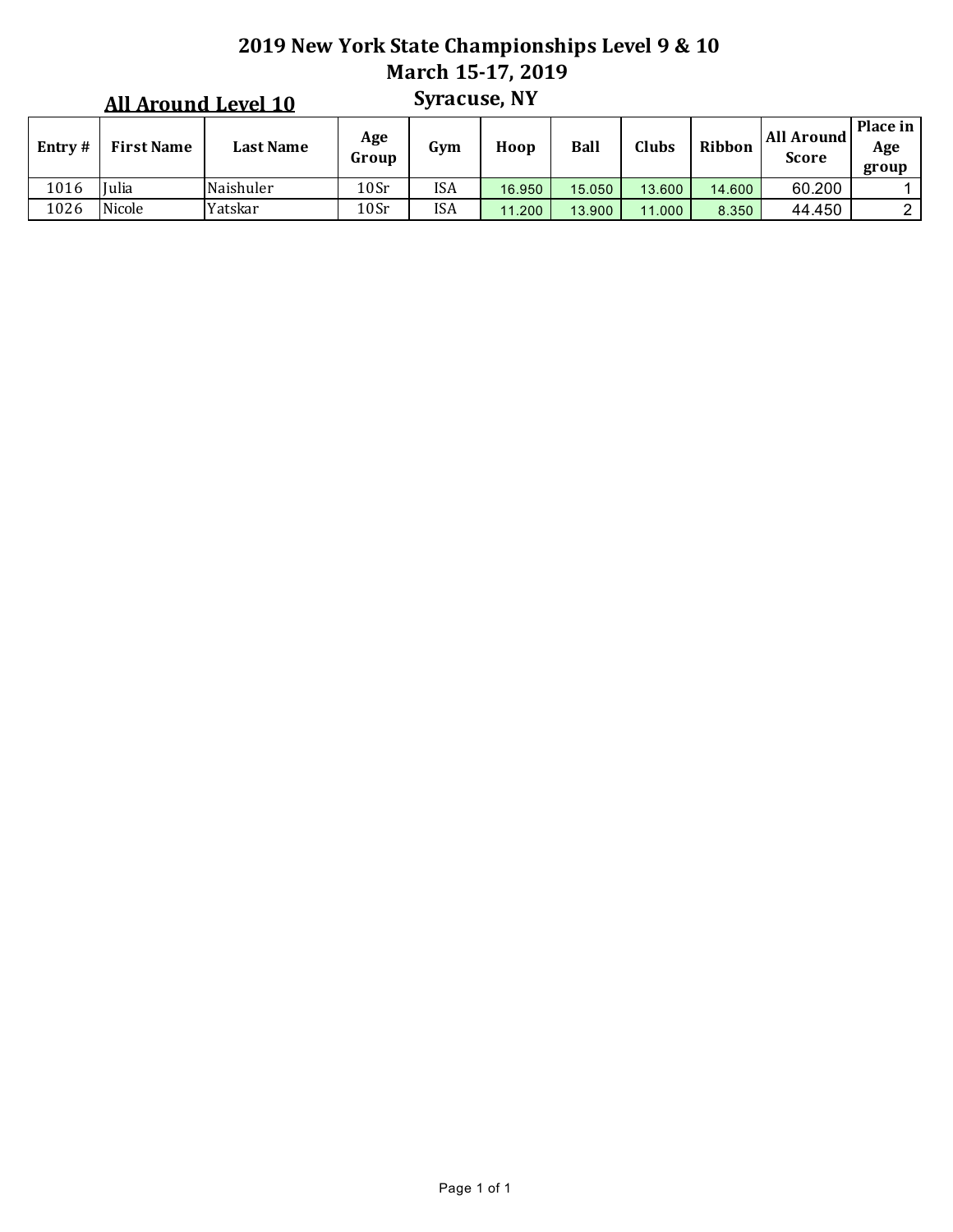# 2019 New York State Championships Level 9 & 10

## March 15-17, 2019

## Syracuse, NY

### All Around Level 10

| Entry # | First Name | Last Name | Age Group | Gym | Hoop | Ball | Clubs | Ribbon | All Around Score | Place in Age group |
|---|---|---|---|---|---|---|---|---|---|---|
| 1016 | Julia | Naishuler | 10Sr | ISA | 16.950 | 15.050 | 13.600 | 14.600 | 60.200 | 1 |
| 1026 | Nicole | Yatskar | 10Sr | ISA | 11.200 | 13.900 | 11.000 | 8.350 | 44.450 | 2 |